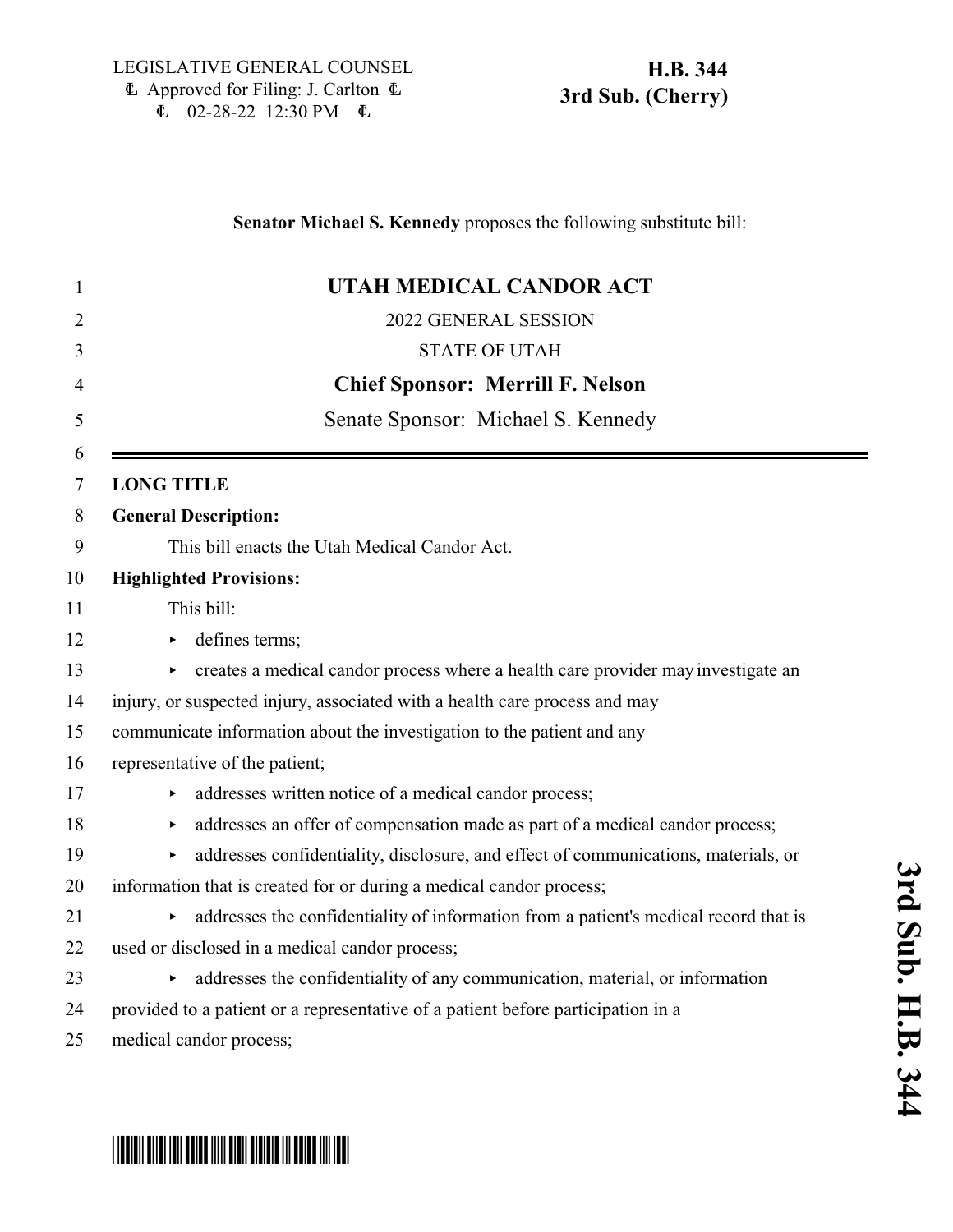LEGISLATIVE GENERAL COUNSEL
Approved for Filing: J. Carlton
02-28-22 12:30 PM

**H.B. 344**
**3rd Sub. (Cherry)**

**Senator Michael S. Kennedy** proposes the following substitute bill:

# UTAH MEDICAL CANDOR ACT

2022 GENERAL SESSION

STATE OF UTAH

**Chief Sponsor: Merrill F. Nelson**

Senate Sponsor: Michael S. Kennedy

---

**LONG TITLE**

**General Description:**

This bill enacts the Utah Medical Candor Act.

**Highlighted Provisions:**

This bill:

- defines terms;
- creates a medical candor process where a health care provider may investigate an injury, or suspected injury, associated with a health care process and may communicate information about the investigation to the patient and any representative of the patient;
- addresses written notice of a medical candor process;
- addresses an offer of compensation made as part of a medical candor process;
- addresses confidentiality, disclosure, and effect of communications, materials, or information that is created for or during a medical candor process;
- addresses the confidentiality of information from a patient's medical record that is used or disclosed in a medical candor process;
- addresses the confidentiality of any communication, material, or information provided to a patient or a representative of a patient before participation in a medical candor process;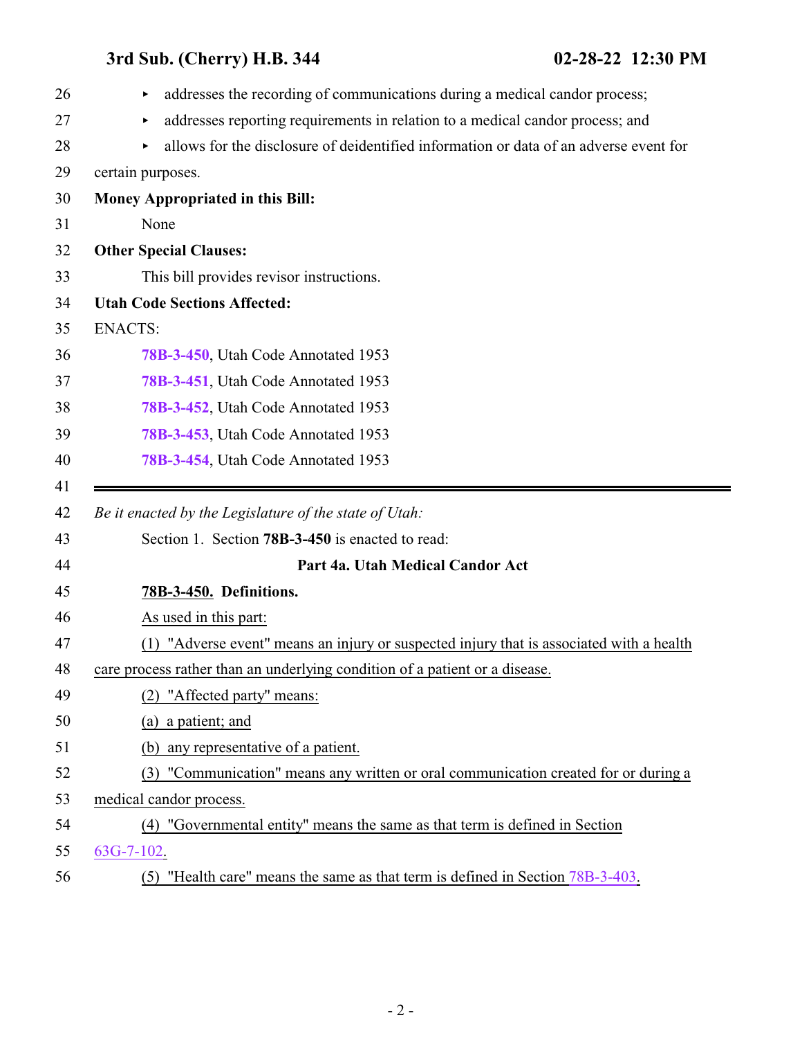- addresses the recording of communications during a medical candor process;
- addresses reporting requirements in relation to a medical candor process; and
- allows for the disclosure of deidentified information or data of an adverse event for certain purposes.

**Money Appropriated in this Bill:**

None

**Other Special Clauses:**

This bill provides revisor instructions.

**Utah Code Sections Affected:**

ENACTS:

**78B-3-450**, Utah Code Annotated 1953

**78B-3-451**, Utah Code Annotated 1953

**78B-3-452**, Utah Code Annotated 1953

**78B-3-453**, Utah Code Annotated 1953

**78B-3-454**, Utah Code Annotated 1953

---

*Be it enacted by the Legislature of the state of Utah:*

Section 1. Section **78B-3-450** is enacted to read:

**Part 4a. Utah Medical Candor Act**

**78B-3-450. Definitions.**

As used in this part:

(1) "Adverse event" means an injury or suspected injury that is associated with a health care process rather than an underlying condition of a patient or a disease.

(2) "Affected party" means:

(a) a patient; and

(b) any representative of a patient.

(3) "Communication" means any written or oral communication created for or during a medical candor process.

(4) "Governmental entity" means the same as that term is defined in Section 63G-7-102.

(5) "Health care" means the same as that term is defined in Section 78B-3-403.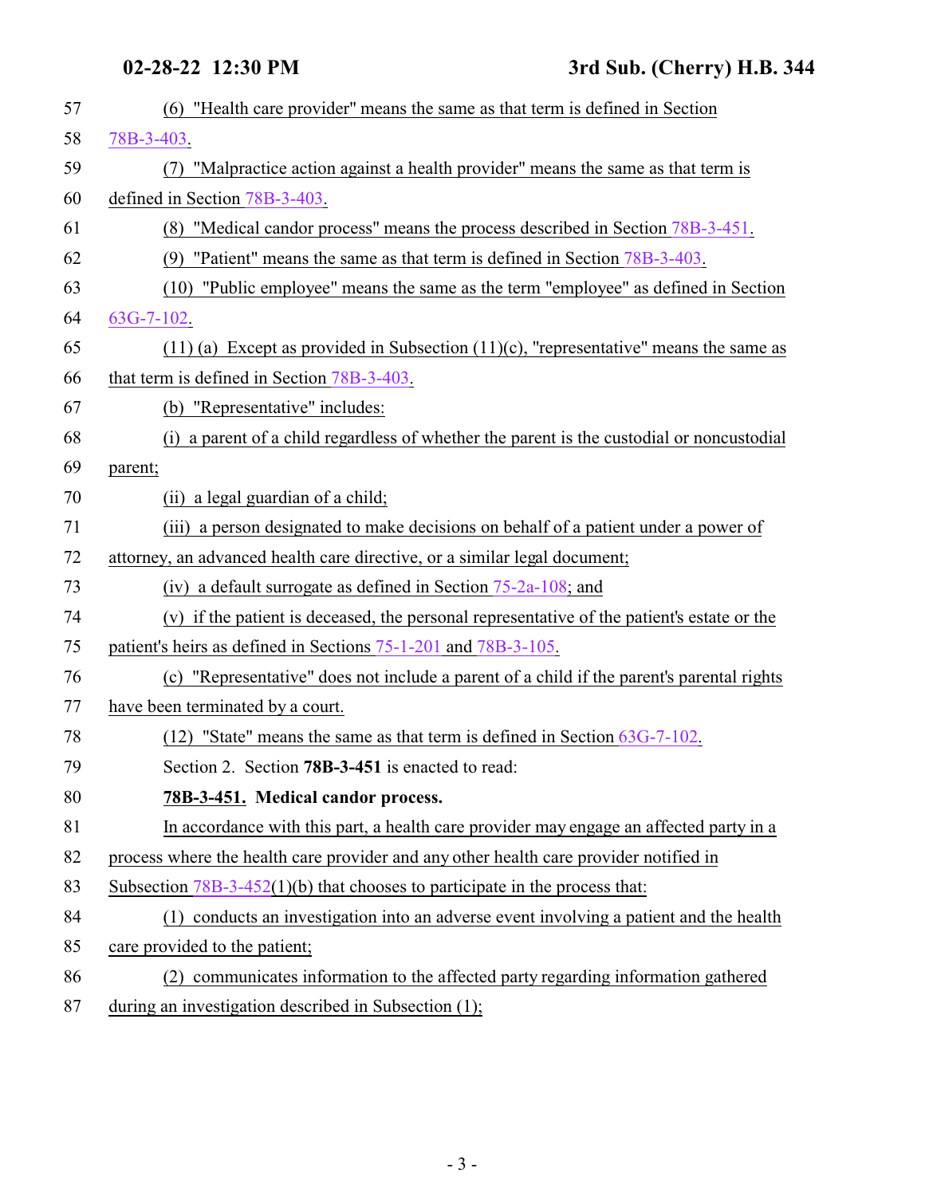(6) "Health care provider" means the same as that term is defined in Section 78B-3-403.

(7) "Malpractice action against a health provider" means the same as that term is defined in Section 78B-3-403.

(8) "Medical candor process" means the process described in Section 78B-3-451.

(9) "Patient" means the same as that term is defined in Section 78B-3-403.

(10) "Public employee" means the same as the term "employee" as defined in Section 63G-7-102.

(11) (a) Except as provided in Subsection (11)(c), "representative" means the same as that term is defined in Section 78B-3-403.

(b) "Representative" includes:

(i) a parent of a child regardless of whether the parent is the custodial or noncustodial parent;

(ii) a legal guardian of a child;

(iii) a person designated to make decisions on behalf of a patient under a power of attorney, an advanced health care directive, or a similar legal document;

(iv) a default surrogate as defined in Section 75-2a-108; and

(v) if the patient is deceased, the personal representative of the patient's estate or the patient's heirs as defined in Sections 75-1-201 and 78B-3-105.

(c) "Representative" does not include a parent of a child if the parent's parental rights have been terminated by a court.

(12) "State" means the same as that term is defined in Section 63G-7-102.

Section 2. Section **78B-3-451** is enacted to read:

**78B-3-451. Medical candor process.**

In accordance with this part, a health care provider may engage an affected party in a process where the health care provider and any other health care provider notified in Subsection 78B-3-452(1)(b) that chooses to participate in the process that:

(1) conducts an investigation into an adverse event involving a patient and the health care provided to the patient;

(2) communicates information to the affected party regarding information gathered during an investigation described in Subsection (1);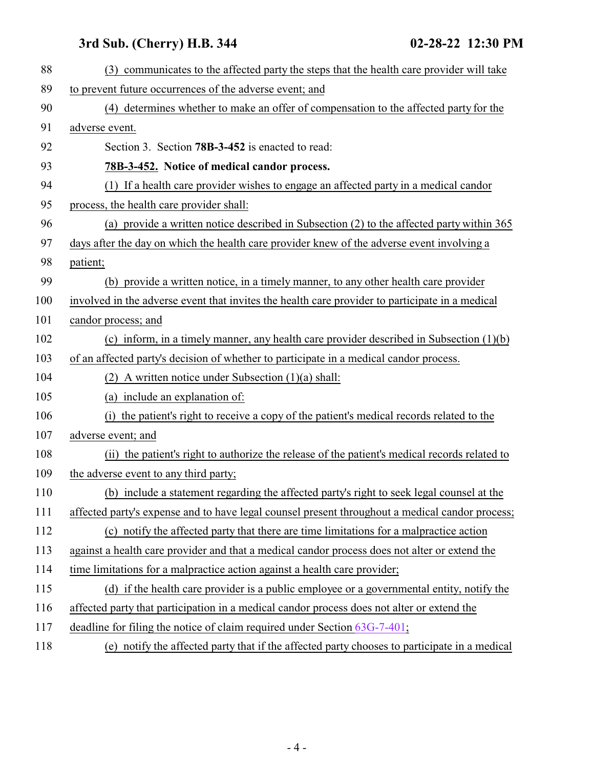(3) communicates to the affected party the steps that the health care provider will take to prevent future occurrences of the adverse event; and

(4) determines whether to make an offer of compensation to the affected party for the adverse event.

Section 3. Section **78B-3-452** is enacted to read:

**78B-3-452. Notice of medical candor process.**

(1) If a health care provider wishes to engage an affected party in a medical candor process, the health care provider shall:

(a) provide a written notice described in Subsection (2) to the affected party within 365 days after the day on which the health care provider knew of the adverse event involving a patient;

(b) provide a written notice, in a timely manner, to any other health care provider involved in the adverse event that invites the health care provider to participate in a medical candor process; and

(c) inform, in a timely manner, any health care provider described in Subsection (1)(b) of an affected party's decision of whether to participate in a medical candor process.

(2) A written notice under Subsection (1)(a) shall:

(a) include an explanation of:

(i) the patient's right to receive a copy of the patient's medical records related to the adverse event; and

(ii) the patient's right to authorize the release of the patient's medical records related to the adverse event to any third party;

(b) include a statement regarding the affected party's right to seek legal counsel at the affected party's expense and to have legal counsel present throughout a medical candor process;

(c) notify the affected party that there are time limitations for a malpractice action against a health care provider and that a medical candor process does not alter or extend the time limitations for a malpractice action against a health care provider;

(d) if the health care provider is a public employee or a governmental entity, notify the affected party that participation in a medical candor process does not alter or extend the deadline for filing the notice of claim required under Section 63G-7-401;

(e) notify the affected party that if the affected party chooses to participate in a medical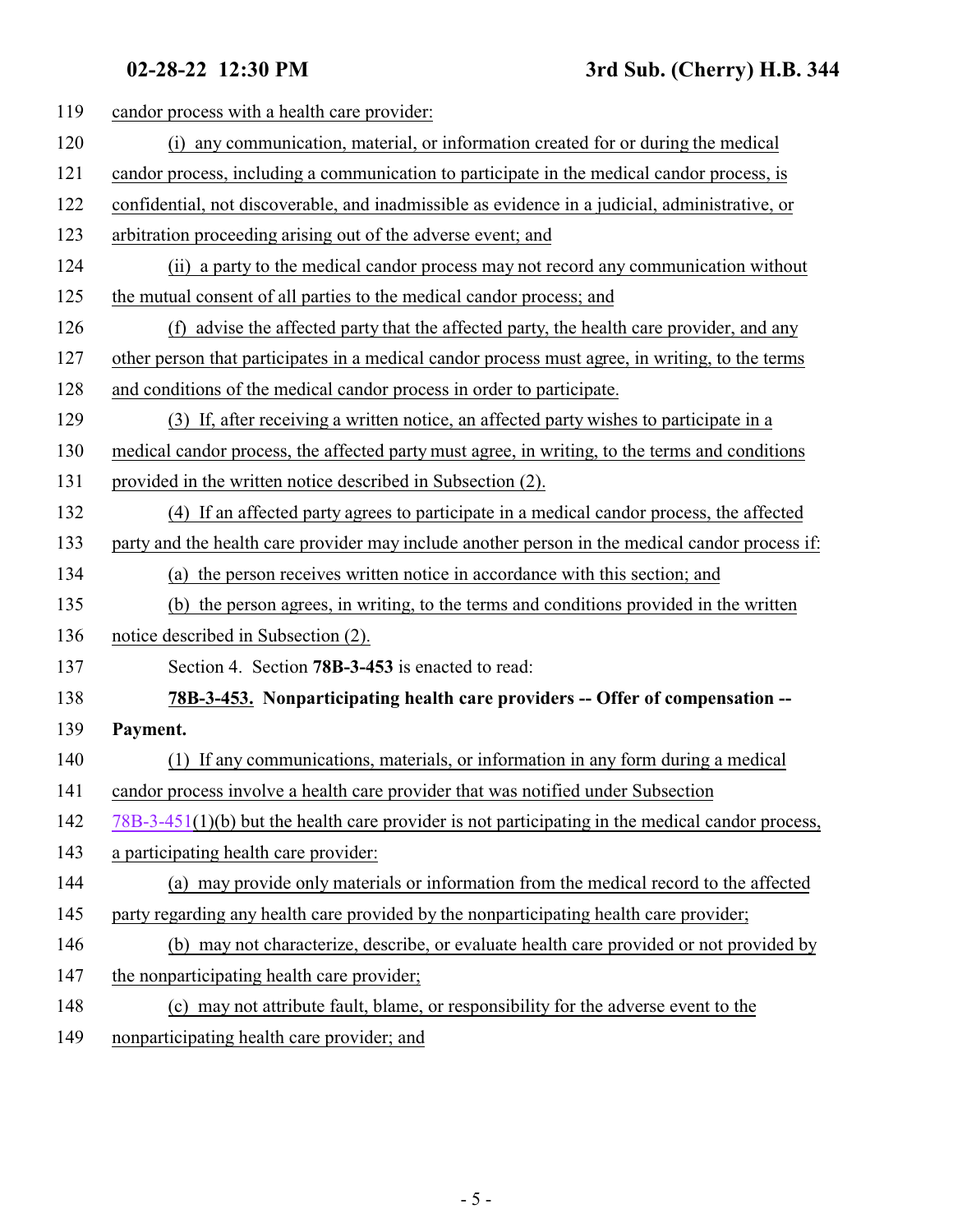candor process with a health care provider:

(i) any communication, material, or information created for or during the medical candor process, including a communication to participate in the medical candor process, is confidential, not discoverable, and inadmissible as evidence in a judicial, administrative, or arbitration proceeding arising out of the adverse event; and

(ii) a party to the medical candor process may not record any communication without the mutual consent of all parties to the medical candor process; and

(f) advise the affected party that the affected party, the health care provider, and any other person that participates in a medical candor process must agree, in writing, to the terms and conditions of the medical candor process in order to participate.

(3) If, after receiving a written notice, an affected party wishes to participate in a medical candor process, the affected party must agree, in writing, to the terms and conditions provided in the written notice described in Subsection (2).

(4) If an affected party agrees to participate in a medical candor process, the affected party and the health care provider may include another person in the medical candor process if:

(a) the person receives written notice in accordance with this section; and

(b) the person agrees, in writing, to the terms and conditions provided in the written notice described in Subsection (2).

Section 4. Section **78B-3-453** is enacted to read:

**78B-3-453. Nonparticipating health care providers -- Offer of compensation -- Payment.**

(1) If any communications, materials, or information in any form during a medical candor process involve a health care provider that was notified under Subsection 78B-3-451(1)(b) but the health care provider is not participating in the medical candor process, a participating health care provider:

(a) may provide only materials or information from the medical record to the affected party regarding any health care provided by the nonparticipating health care provider;

(b) may not characterize, describe, or evaluate health care provided or not provided by the nonparticipating health care provider;

(c) may not attribute fault, blame, or responsibility for the adverse event to the nonparticipating health care provider; and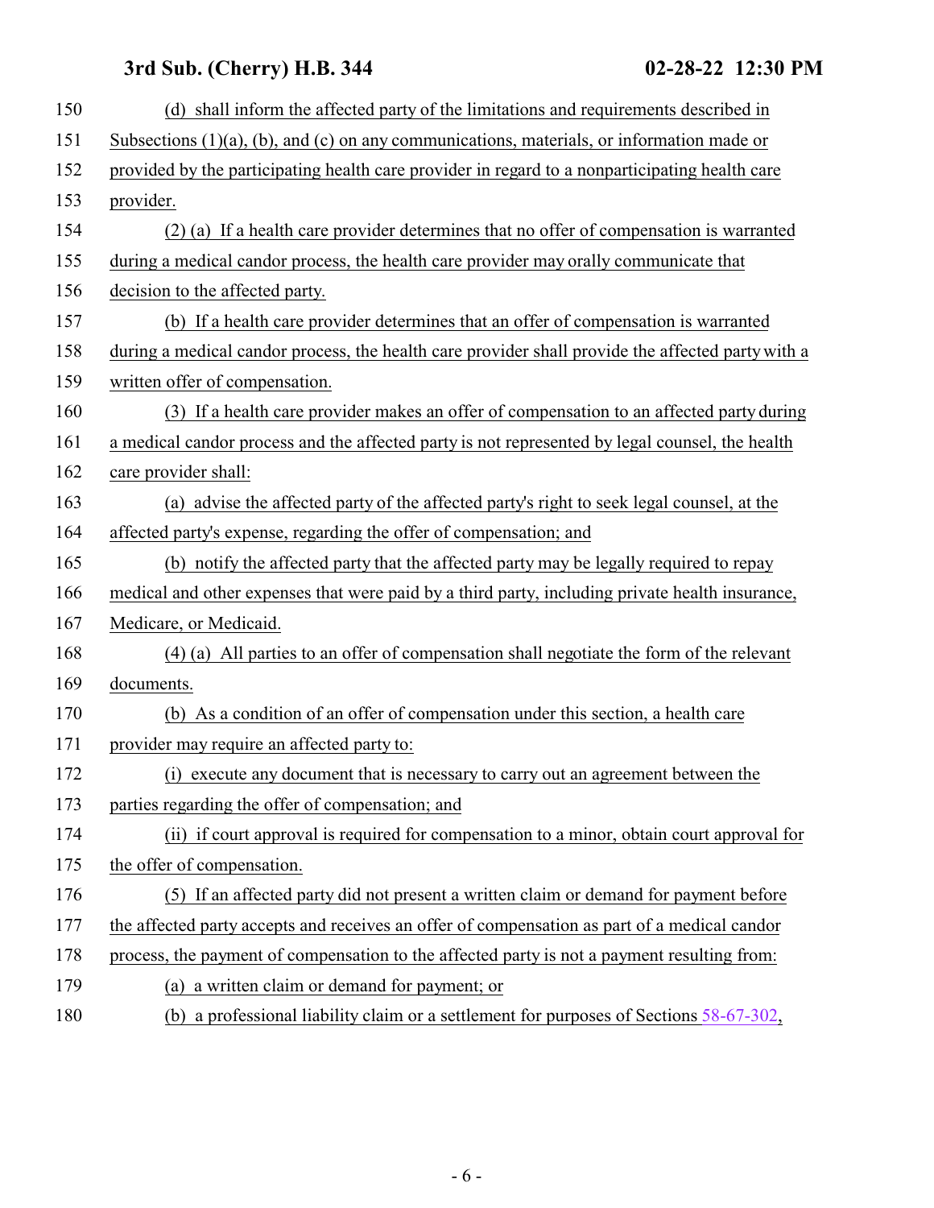(d) shall inform the affected party of the limitations and requirements described in Subsections (1)(a), (b), and (c) on any communications, materials, or information made or provided by the participating health care provider in regard to a nonparticipating health care provider.

(2) (a) If a health care provider determines that no offer of compensation is warranted during a medical candor process, the health care provider may orally communicate that decision to the affected party.

(b) If a health care provider determines that an offer of compensation is warranted during a medical candor process, the health care provider shall provide the affected party with a written offer of compensation.

(3) If a health care provider makes an offer of compensation to an affected party during a medical candor process and the affected party is not represented by legal counsel, the health care provider shall:

(a) advise the affected party of the affected party's right to seek legal counsel, at the affected party's expense, regarding the offer of compensation; and

(b) notify the affected party that the affected party may be legally required to repay medical and other expenses that were paid by a third party, including private health insurance, Medicare, or Medicaid.

(4) (a) All parties to an offer of compensation shall negotiate the form of the relevant documents.

(b) As a condition of an offer of compensation under this section, a health care provider may require an affected party to:

(i) execute any document that is necessary to carry out an agreement between the parties regarding the offer of compensation; and

(ii) if court approval is required for compensation to a minor, obtain court approval for the offer of compensation.

(5) If an affected party did not present a written claim or demand for payment before the affected party accepts and receives an offer of compensation as part of a medical candor process, the payment of compensation to the affected party is not a payment resulting from:

(a) a written claim or demand for payment; or

(b) a professional liability claim or a settlement for purposes of Sections 58-67-302,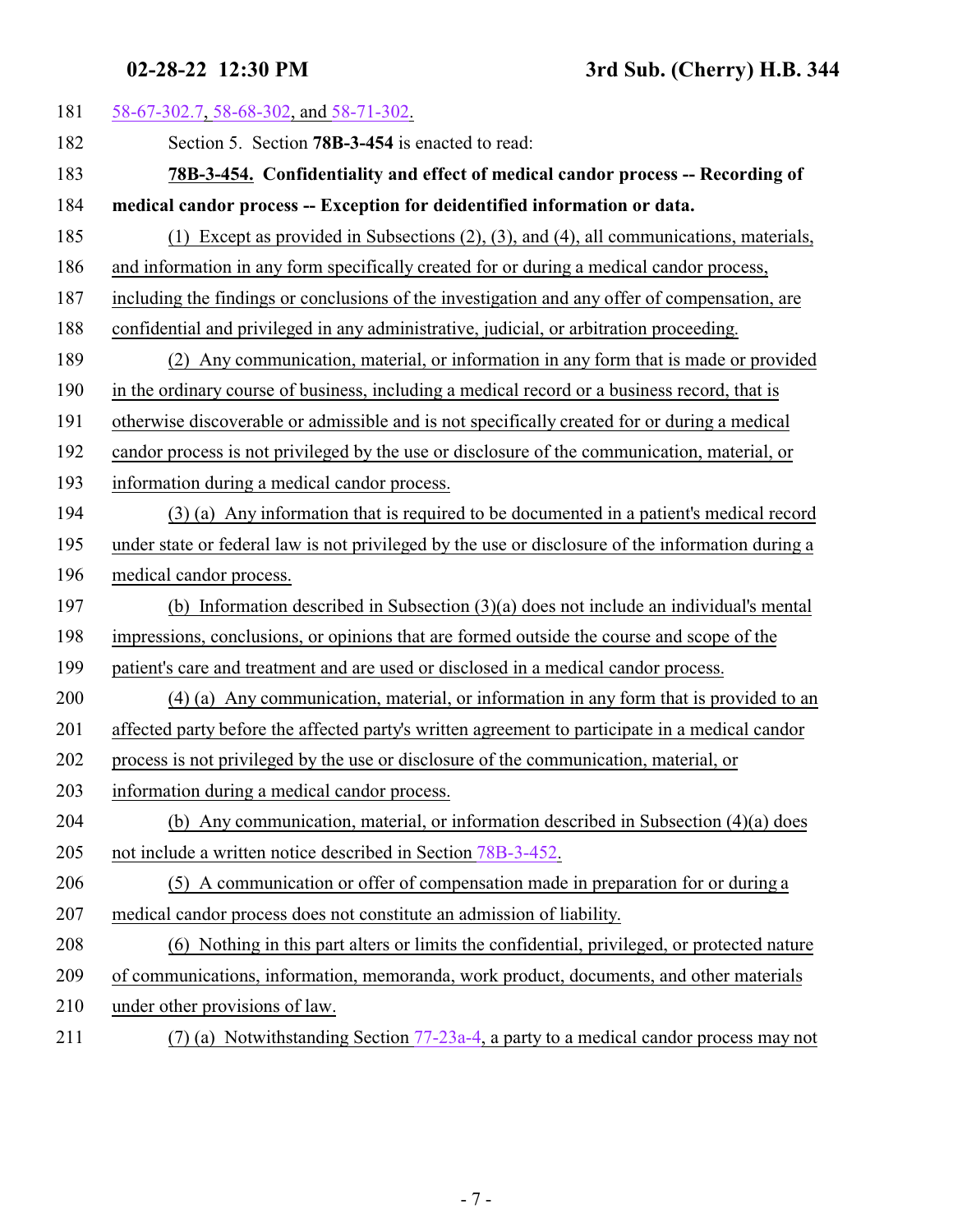58-67-302.7, 58-68-302, and 58-71-302.

Section 5. Section **78B-3-454** is enacted to read:

**78B-3-454. Confidentiality and effect of medical candor process -- Recording of medical candor process -- Exception for deidentified information or data.**

(1) Except as provided in Subsections (2), (3), and (4), all communications, materials, and information in any form specifically created for or during a medical candor process, including the findings or conclusions of the investigation and any offer of compensation, are confidential and privileged in any administrative, judicial, or arbitration proceeding.

(2) Any communication, material, or information in any form that is made or provided in the ordinary course of business, including a medical record or a business record, that is otherwise discoverable or admissible and is not specifically created for or during a medical candor process is not privileged by the use or disclosure of the communication, material, or information during a medical candor process.

(3) (a) Any information that is required to be documented in a patient's medical record under state or federal law is not privileged by the use or disclosure of the information during a medical candor process.

(b) Information described in Subsection (3)(a) does not include an individual's mental impressions, conclusions, or opinions that are formed outside the course and scope of the patient's care and treatment and are used or disclosed in a medical candor process.

(4) (a) Any communication, material, or information in any form that is provided to an affected party before the affected party's written agreement to participate in a medical candor process is not privileged by the use or disclosure of the communication, material, or information during a medical candor process.

(b) Any communication, material, or information described in Subsection (4)(a) does not include a written notice described in Section 78B-3-452.

(5) A communication or offer of compensation made in preparation for or during a medical candor process does not constitute an admission of liability.

(6) Nothing in this part alters or limits the confidential, privileged, or protected nature of communications, information, memoranda, work product, documents, and other materials under other provisions of law.

(7) (a) Notwithstanding Section 77-23a-4, a party to a medical candor process may not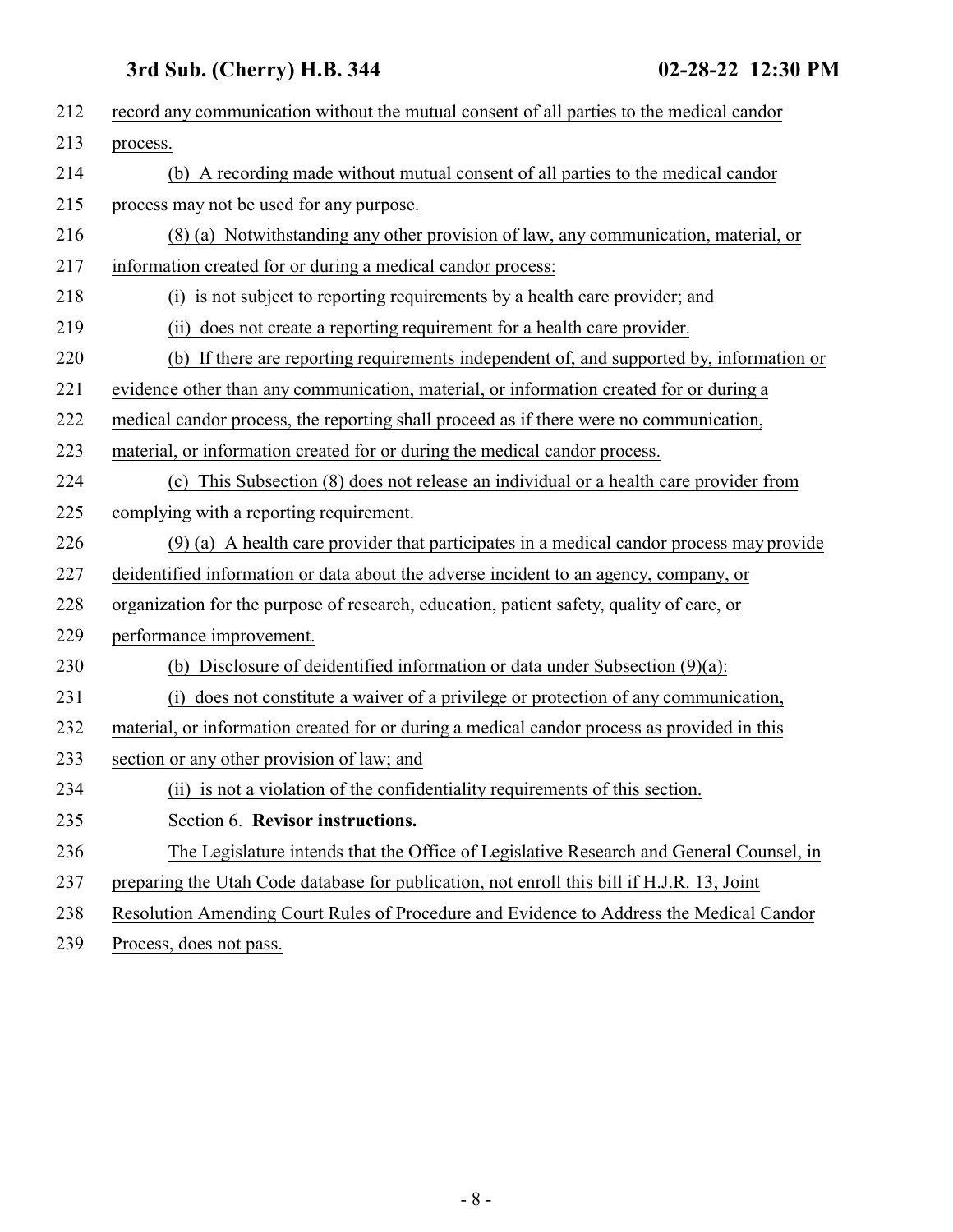record any communication without the mutual consent of all parties to the medical candor process.

(b) A recording made without mutual consent of all parties to the medical candor process may not be used for any purpose.

(8) (a) Notwithstanding any other provision of law, any communication, material, or information created for or during a medical candor process:

(i) is not subject to reporting requirements by a health care provider; and

(ii) does not create a reporting requirement for a health care provider.

(b) If there are reporting requirements independent of, and supported by, information or evidence other than any communication, material, or information created for or during a medical candor process, the reporting shall proceed as if there were no communication, material, or information created for or during the medical candor process.

(c) This Subsection (8) does not release an individual or a health care provider from complying with a reporting requirement.

(9) (a) A health care provider that participates in a medical candor process may provide deidentified information or data about the adverse incident to an agency, company, or organization for the purpose of research, education, patient safety, quality of care, or performance improvement.

(b) Disclosure of deidentified information or data under Subsection (9)(a):

(i) does not constitute a waiver of a privilege or protection of any communication, material, or information created for or during a medical candor process as provided in this section or any other provision of law; and

(ii) is not a violation of the confidentiality requirements of this section.

Section 6. **Revisor instructions.**

The Legislature intends that the Office of Legislative Research and General Counsel, in preparing the Utah Code database for publication, not enroll this bill if H.J.R. 13, Joint Resolution Amending Court Rules of Procedure and Evidence to Address the Medical Candor Process, does not pass.